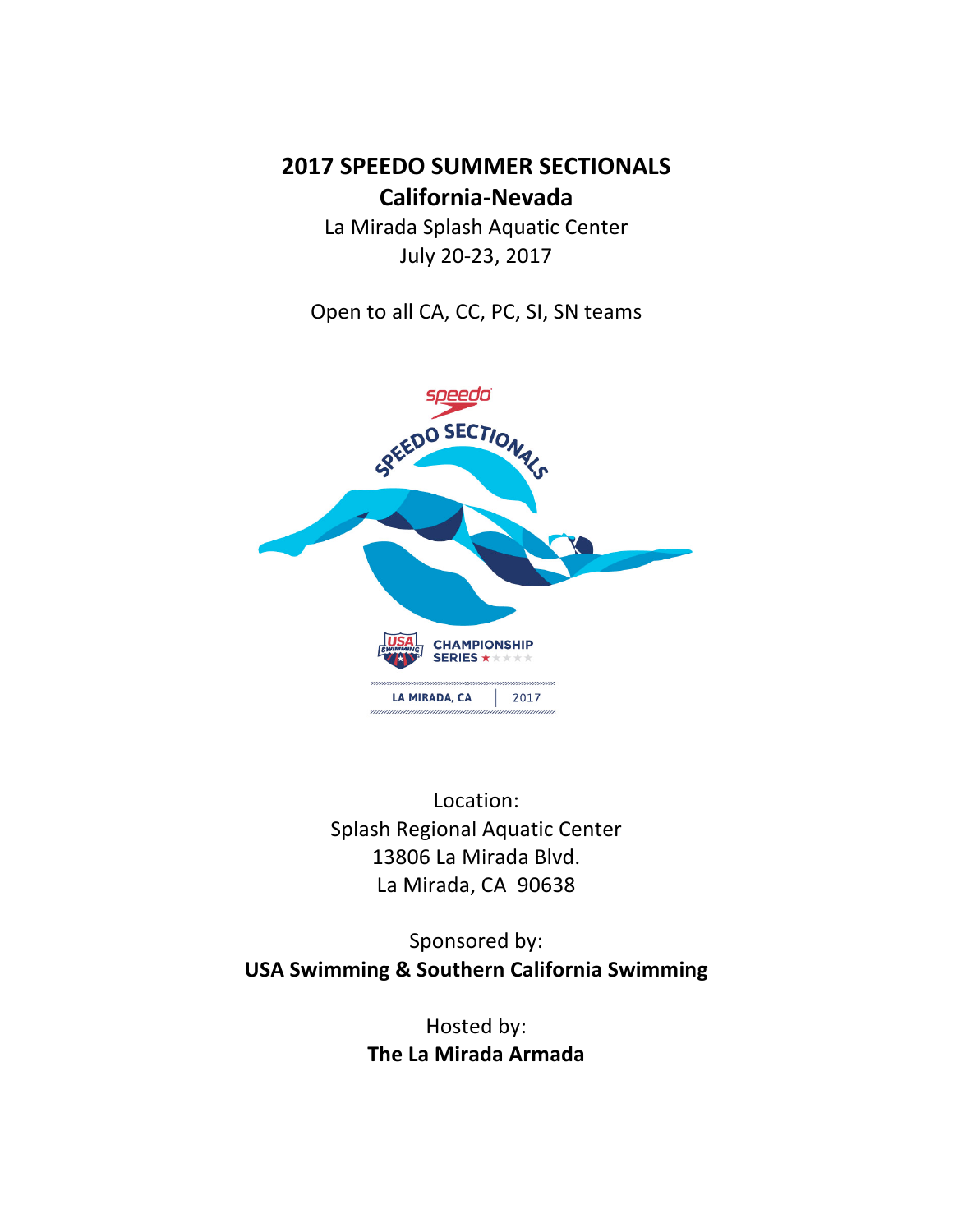# 2017 SPEEDO SUMMER SECTIONALS

## California-Nevada

La Mirada Splash Aquatic Center
July 20-23, 2017

Open to all CA, CC, PC, SI, SN teams

Location:
Splash Regional Aquatic Center
13806 La Mirada Blvd.
La Mirada, CA 90638

Sponsored by:
**USA Swimming & Southern California Swimming**

Hosted by:
**The La Mirada Armada**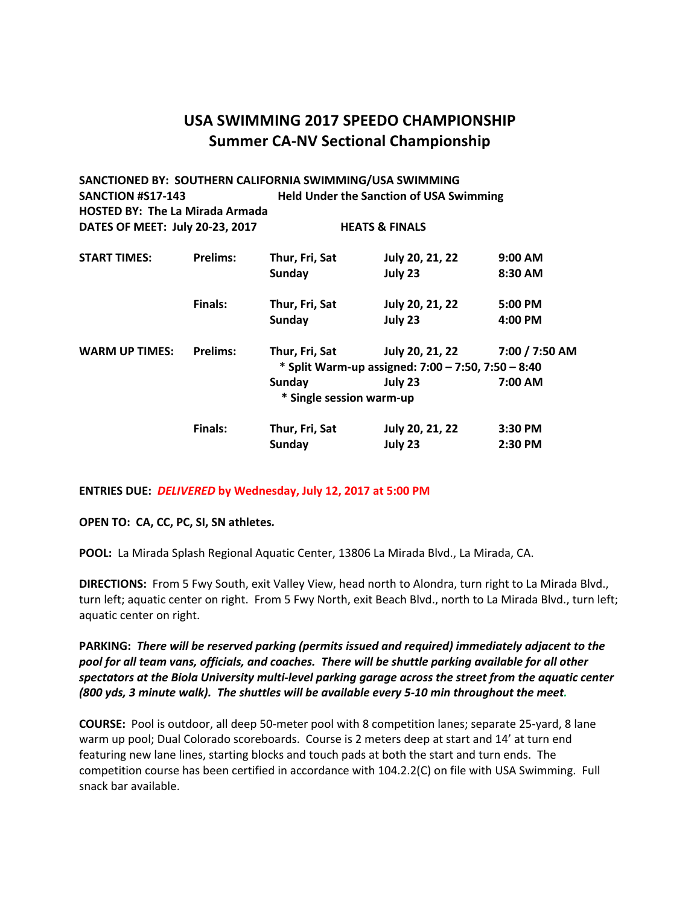# USA SWIMMING 2017 SPEEDO CHAMPIONSHIP
## Summer CA-NV Sectional Championship

**SANCTIONED BY: SOUTHERN CALIFORNIA SWIMMING/USA SWIMMING**
**SANCTION #S17-143** **Held Under the Sanction of USA Swimming**
**HOSTED BY: The La Mirada Armada**
**DATES OF MEET: July 20-23, 2017** **HEATS & FINALS**

| | | | | |
|---|---|---|---|---|
| **START TIMES:** | **Prelims:** | **Thur, Fri, Sat** | **July 20, 21, 22** | **9:00 AM** |
| | | **Sunday** | **July 23** | **8:30 AM** |
| | **Finals:** | **Thur, Fri, Sat** | **July 20, 21, 22** | **5:00 PM** |
| | | **Sunday** | **July 23** | **4:00 PM** |
| **WARM UP TIMES:** | **Prelims:** | **Thur, Fri, Sat** | **July 20, 21, 22** | **7:00 / 7:50 AM** |
| | | **\* Split Warm-up assigned: 7:00 – 7:50, 7:50 – 8:40** | | |
| | | **Sunday** | **July 23** | **7:00 AM** |
| | | **\* Single session warm-up** | | |
| | **Finals:** | **Thur, Fri, Sat** | **July 20, 21, 22** | **3:30 PM** |
| | | **Sunday** | **July 23** | **2:30 PM** |

**ENTRIES DUE:** ***DELIVERED*** **by Wednesday, July 12, 2017 at 5:00 PM**

**OPEN TO: CA, CC, PC, SI, SN athletes.**

**POOL:** La Mirada Splash Regional Aquatic Center, 13806 La Mirada Blvd., La Mirada, CA.

**DIRECTIONS:** From 5 Fwy South, exit Valley View, head north to Alondra, turn right to La Mirada Blvd., turn left; aquatic center on right. From 5 Fwy North, exit Beach Blvd., north to La Mirada Blvd., turn left; aquatic center on right.

**PARKING:** ***There will be reserved parking (permits issued and required) immediately adjacent to the pool for all team vans, officials, and coaches. There will be shuttle parking available for all other spectators at the Biola University multi-level parking garage across the street from the aquatic center (800 yds, 3 minute walk). The shuttles will be available every 5-10 min throughout the meet.***

**COURSE:** Pool is outdoor, all deep 50-meter pool with 8 competition lanes; separate 25-yard, 8 lane warm up pool; Dual Colorado scoreboards. Course is 2 meters deep at start and 14' at turn end featuring new lane lines, starting blocks and touch pads at both the start and turn ends. The competition course has been certified in accordance with 104.2.2(C) on file with USA Swimming. Full snack bar available.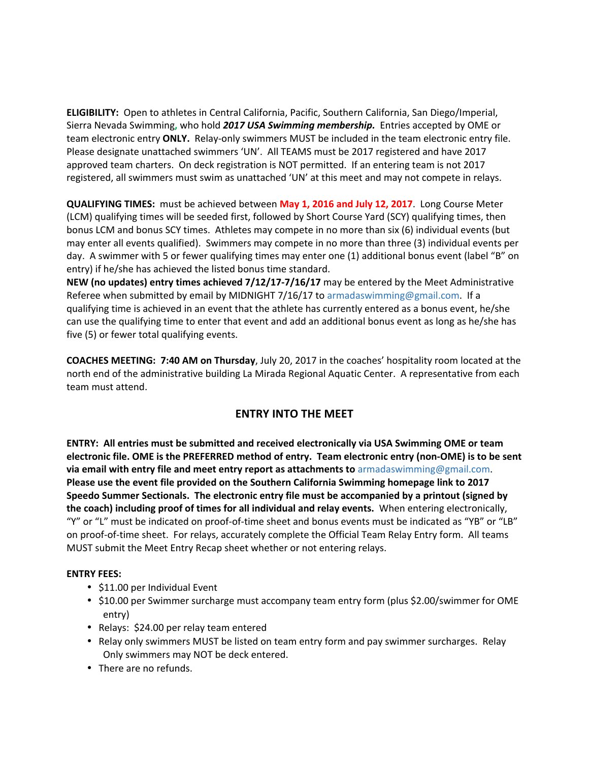**ELIGIBILITY:** Open to athletes in Central California, Pacific, Southern California, San Diego/Imperial, Sierra Nevada Swimming, who hold ***2017 USA Swimming membership.*** Entries accepted by OME or team electronic entry **ONLY.** Relay-only swimmers MUST be included in the team electronic entry file. Please designate unattached swimmers 'UN'. All TEAMS must be 2017 registered and have 2017 approved team charters. On deck registration is NOT permitted. If an entering team is not 2017 registered, all swimmers must swim as unattached 'UN' at this meet and may not compete in relays.

**QUALIFYING TIMES:** must be achieved between **May 1, 2016 and July 12, 2017**. Long Course Meter (LCM) qualifying times will be seeded first, followed by Short Course Yard (SCY) qualifying times, then bonus LCM and bonus SCY times. Athletes may compete in no more than six (6) individual events (but may enter all events qualified). Swimmers may compete in no more than three (3) individual events per day. A swimmer with 5 or fewer qualifying times may enter one (1) additional bonus event (label "B" on entry) if he/she has achieved the listed bonus time standard.
**NEW (no updates) entry times achieved 7/12/17-7/16/17** may be entered by the Meet Administrative Referee when submitted by email by MIDNIGHT 7/16/17 to armadaswimming@gmail.com. If a qualifying time is achieved in an event that the athlete has currently entered as a bonus event, he/she can use the qualifying time to enter that event and add an additional bonus event as long as he/she has five (5) or fewer total qualifying events.

**COACHES MEETING: 7:40 AM on Thursday**, July 20, 2017 in the coaches' hospitality room located at the north end of the administrative building La Mirada Regional Aquatic Center. A representative from each team must attend.

## ENTRY INTO THE MEET

**ENTRY: All entries must be submitted and received electronically via USA Swimming OME or team electronic file. OME is the PREFERRED method of entry. Team electronic entry (non-OME) is to be sent via email with entry file and meet entry report as attachments to** armadaswimming@gmail.com. **Please use the event file provided on the Southern California Swimming homepage link to 2017 Speedo Summer Sectionals. The electronic entry file must be accompanied by a printout (signed by the coach) including proof of times for all individual and relay events.** When entering electronically, "Y" or "L" must be indicated on proof-of-time sheet and bonus events must be indicated as "YB" or "LB" on proof-of-time sheet. For relays, accurately complete the Official Team Relay Entry form. All teams MUST submit the Meet Entry Recap sheet whether or not entering relays.

**ENTRY FEES:**

- $11.00 per Individual Event
- $10.00 per Swimmer surcharge must accompany team entry form (plus $2.00/swimmer for OME entry)
- Relays: $24.00 per relay team entered
- Relay only swimmers MUST be listed on team entry form and pay swimmer surcharges. Relay Only swimmers may NOT be deck entered.
- There are no refunds.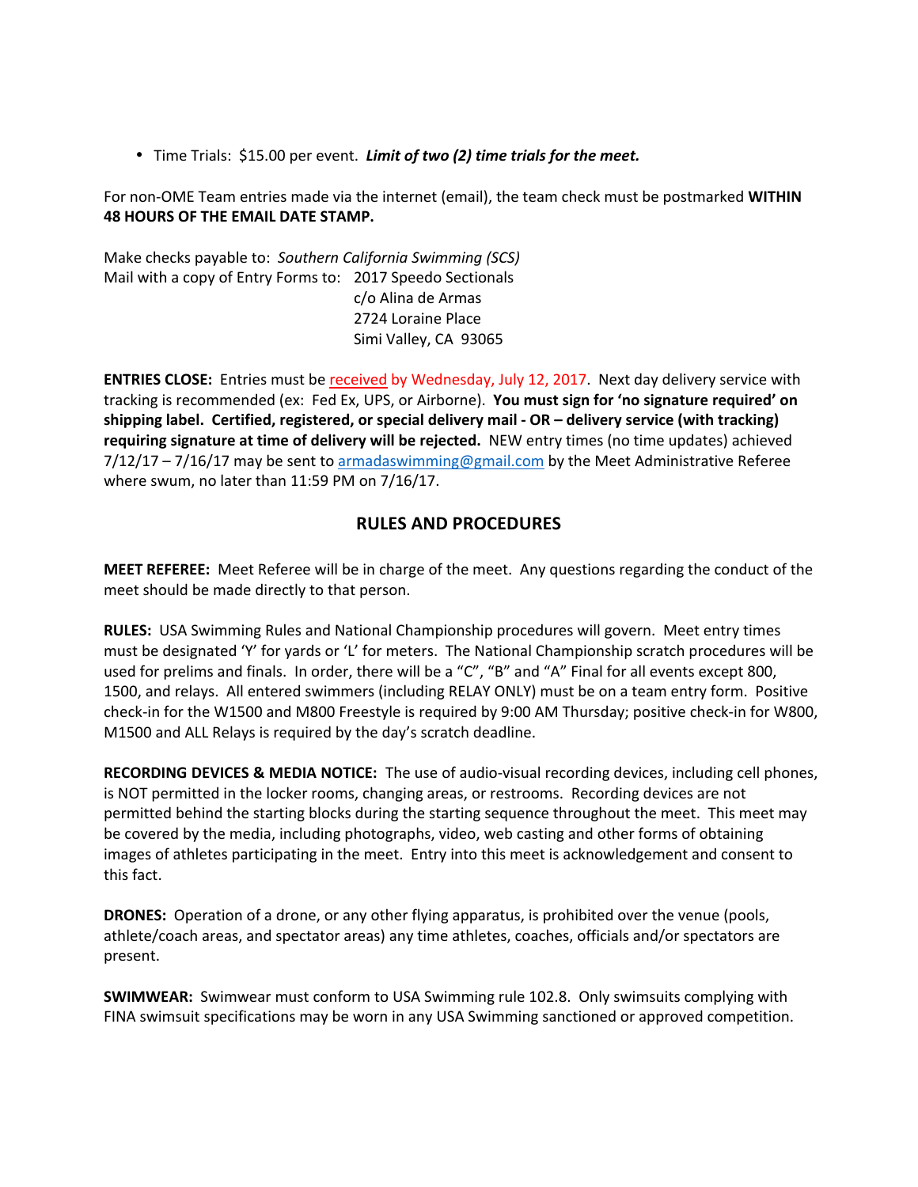- Time Trials: $15.00 per event. ***Limit of two (2) time trials for the meet.***

For non-OME Team entries made via the internet (email), the team check must be postmarked **WITHIN 48 HOURS OF THE EMAIL DATE STAMP.**

Make checks payable to: *Southern California Swimming (SCS)*
Mail with a copy of Entry Forms to: 2017 Speedo Sectionals
c/o Alina de Armas
2724 Loraine Place
Simi Valley, CA 93065

**ENTRIES CLOSE:** Entries must be received by Wednesday, July 12, 2017. Next day delivery service with tracking is recommended (ex: Fed Ex, UPS, or Airborne). **You must sign for 'no signature required' on shipping label. Certified, registered, or special delivery mail - OR – delivery service (with tracking) requiring signature at time of delivery will be rejected.** NEW entry times (no time updates) achieved 7/12/17 – 7/16/17 may be sent to armadaswimming@gmail.com by the Meet Administrative Referee where swum, no later than 11:59 PM on 7/16/17.

## RULES AND PROCEDURES

**MEET REFEREE:** Meet Referee will be in charge of the meet. Any questions regarding the conduct of the meet should be made directly to that person.

**RULES:** USA Swimming Rules and National Championship procedures will govern. Meet entry times must be designated 'Y' for yards or 'L' for meters. The National Championship scratch procedures will be used for prelims and finals. In order, there will be a "C", "B" and "A" Final for all events except 800, 1500, and relays. All entered swimmers (including RELAY ONLY) must be on a team entry form. Positive check-in for the W1500 and M800 Freestyle is required by 9:00 AM Thursday; positive check-in for W800, M1500 and ALL Relays is required by the day's scratch deadline.

**RECORDING DEVICES & MEDIA NOTICE:** The use of audio-visual recording devices, including cell phones, is NOT permitted in the locker rooms, changing areas, or restrooms. Recording devices are not permitted behind the starting blocks during the starting sequence throughout the meet. This meet may be covered by the media, including photographs, video, web casting and other forms of obtaining images of athletes participating in the meet. Entry into this meet is acknowledgement and consent to this fact.

**DRONES:** Operation of a drone, or any other flying apparatus, is prohibited over the venue (pools, athlete/coach areas, and spectator areas) any time athletes, coaches, officials and/or spectators are present.

**SWIMWEAR:** Swimwear must conform to USA Swimming rule 102.8. Only swimsuits complying with FINA swimsuit specifications may be worn in any USA Swimming sanctioned or approved competition.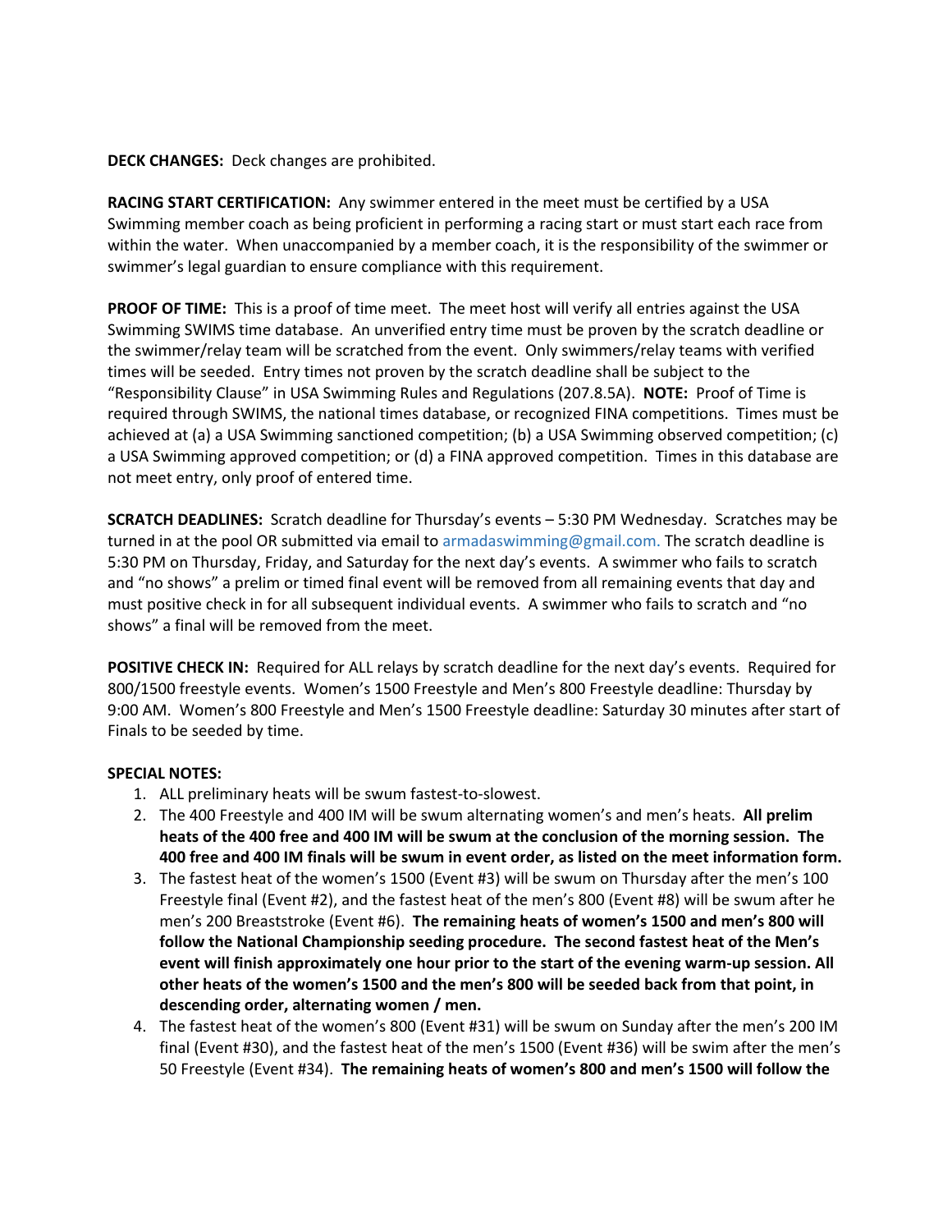**DECK CHANGES:** Deck changes are prohibited.

**RACING START CERTIFICATION:** Any swimmer entered in the meet must be certified by a USA Swimming member coach as being proficient in performing a racing start or must start each race from within the water. When unaccompanied by a member coach, it is the responsibility of the swimmer or swimmer's legal guardian to ensure compliance with this requirement.

**PROOF OF TIME:** This is a proof of time meet. The meet host will verify all entries against the USA Swimming SWIMS time database. An unverified entry time must be proven by the scratch deadline or the swimmer/relay team will be scratched from the event. Only swimmers/relay teams with verified times will be seeded. Entry times not proven by the scratch deadline shall be subject to the "Responsibility Clause" in USA Swimming Rules and Regulations (207.8.5A). **NOTE:** Proof of Time is required through SWIMS, the national times database, or recognized FINA competitions. Times must be achieved at (a) a USA Swimming sanctioned competition; (b) a USA Swimming observed competition; (c) a USA Swimming approved competition; or (d) a FINA approved competition. Times in this database are not meet entry, only proof of entered time.

**SCRATCH DEADLINES:** Scratch deadline for Thursday's events – 5:30 PM Wednesday. Scratches may be turned in at the pool OR submitted via email to armadaswimming@gmail.com. The scratch deadline is 5:30 PM on Thursday, Friday, and Saturday for the next day's events. A swimmer who fails to scratch and "no shows" a prelim or timed final event will be removed from all remaining events that day and must positive check in for all subsequent individual events. A swimmer who fails to scratch and "no shows" a final will be removed from the meet.

**POSITIVE CHECK IN:** Required for ALL relays by scratch deadline for the next day's events. Required for 800/1500 freestyle events. Women's 1500 Freestyle and Men's 800 Freestyle deadline: Thursday by 9:00 AM. Women's 800 Freestyle and Men's 1500 Freestyle deadline: Saturday 30 minutes after start of Finals to be seeded by time.

**SPECIAL NOTES:**

1. ALL preliminary heats will be swum fastest-to-slowest.
2. The 400 Freestyle and 400 IM will be swum alternating women's and men's heats. **All prelim heats of the 400 free and 400 IM will be swum at the conclusion of the morning session. The 400 free and 400 IM finals will be swum in event order, as listed on the meet information form.**
3. The fastest heat of the women's 1500 (Event #3) will be swum on Thursday after the men's 100 Freestyle final (Event #2), and the fastest heat of the men's 800 (Event #8) will be swum after he men's 200 Breaststroke (Event #6). **The remaining heats of women's 1500 and men's 800 will follow the National Championship seeding procedure. The second fastest heat of the Men's event will finish approximately one hour prior to the start of the evening warm-up session. All other heats of the women's 1500 and the men's 800 will be seeded back from that point, in descending order, alternating women / men.**
4. The fastest heat of the women's 800 (Event #31) will be swum on Sunday after the men's 200 IM final (Event #30), and the fastest heat of the men's 1500 (Event #36) will be swim after the men's 50 Freestyle (Event #34). **The remaining heats of women's 800 and men's 1500 will follow the**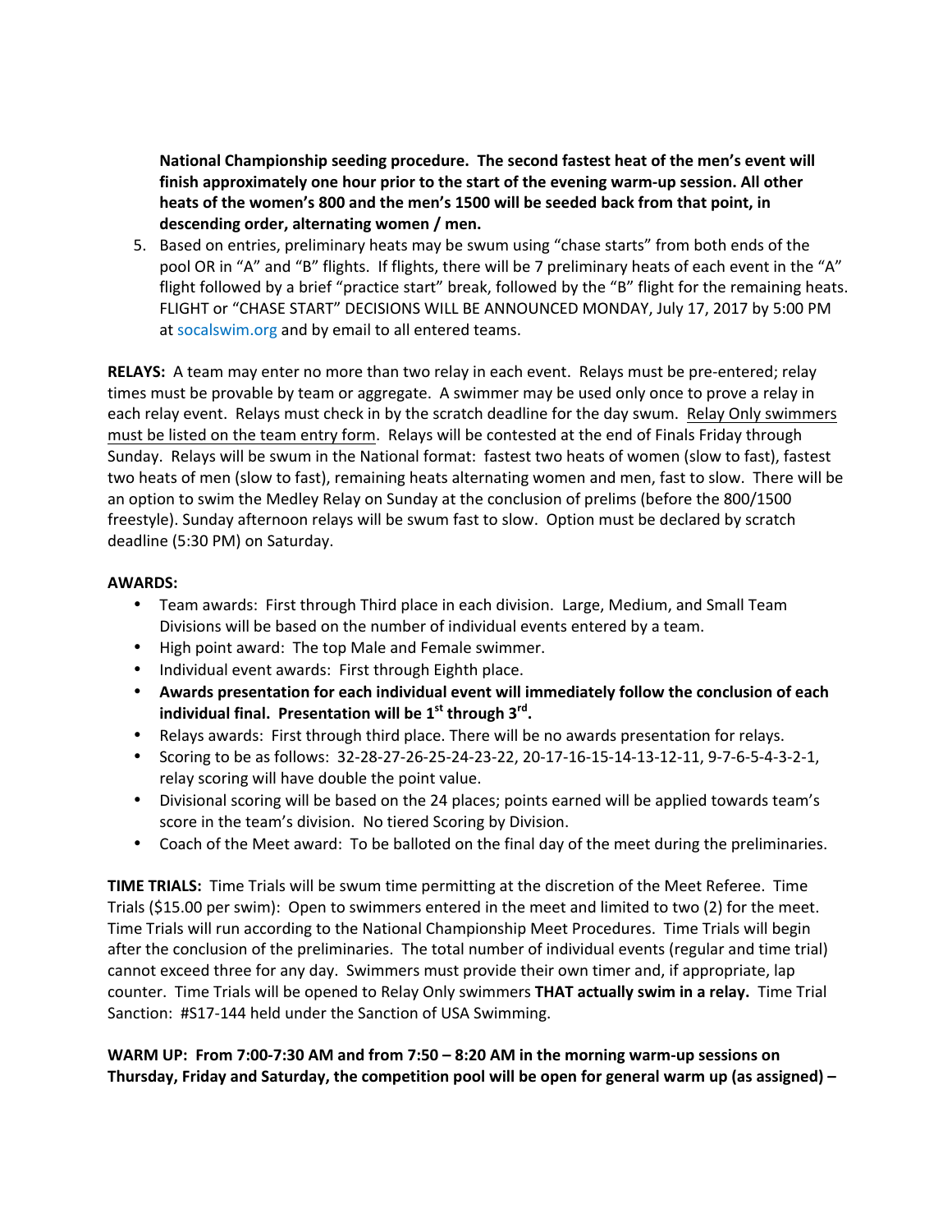**National Championship seeding procedure. The second fastest heat of the men's event will finish approximately one hour prior to the start of the evening warm-up session. All other heats of the women's 800 and the men's 1500 will be seeded back from that point, in descending order, alternating women / men.**

5. Based on entries, preliminary heats may be swum using "chase starts" from both ends of the pool OR in "A" and "B" flights. If flights, there will be 7 preliminary heats of each event in the "A" flight followed by a brief "practice start" break, followed by the "B" flight for the remaining heats. FLIGHT or "CHASE START" DECISIONS WILL BE ANNOUNCED MONDAY, July 17, 2017 by 5:00 PM at socalswim.org and by email to all entered teams.

**RELAYS:** A team may enter no more than two relay in each event. Relays must be pre-entered; relay times must be provable by team or aggregate. A swimmer may be used only once to prove a relay in each relay event. Relays must check in by the scratch deadline for the day swum. Relay Only swimmers must be listed on the team entry form. Relays will be contested at the end of Finals Friday through Sunday. Relays will be swum in the National format: fastest two heats of women (slow to fast), fastest two heats of men (slow to fast), remaining heats alternating women and men, fast to slow. There will be an option to swim the Medley Relay on Sunday at the conclusion of prelims (before the 800/1500 freestyle). Sunday afternoon relays will be swum fast to slow. Option must be declared by scratch deadline (5:30 PM) on Saturday.

**AWARDS:**

- Team awards: First through Third place in each division. Large, Medium, and Small Team Divisions will be based on the number of individual events entered by a team.
- High point award: The top Male and Female swimmer.
- Individual event awards: First through Eighth place.
- **Awards presentation for each individual event will immediately follow the conclusion of each individual final. Presentation will be 1st through 3rd.**
- Relays awards: First through third place. There will be no awards presentation for relays.
- Scoring to be as follows: 32-28-27-26-25-24-23-22, 20-17-16-15-14-13-12-11, 9-7-6-5-4-3-2-1, relay scoring will have double the point value.
- Divisional scoring will be based on the 24 places; points earned will be applied towards team's score in the team's division. No tiered Scoring by Division.
- Coach of the Meet award: To be balloted on the final day of the meet during the preliminaries.

**TIME TRIALS:** Time Trials will be swum time permitting at the discretion of the Meet Referee. Time Trials ($15.00 per swim): Open to swimmers entered in the meet and limited to two (2) for the meet. Time Trials will run according to the National Championship Meet Procedures. Time Trials will begin after the conclusion of the preliminaries. The total number of individual events (regular and time trial) cannot exceed three for any day. Swimmers must provide their own timer and, if appropriate, lap counter. Time Trials will be opened to Relay Only swimmers **THAT actually swim in a relay.** Time Trial Sanction: #S17-144 held under the Sanction of USA Swimming.

**WARM UP: From 7:00-7:30 AM and from 7:50 – 8:20 AM in the morning warm-up sessions on Thursday, Friday and Saturday, the competition pool will be open for general warm up (as assigned) –**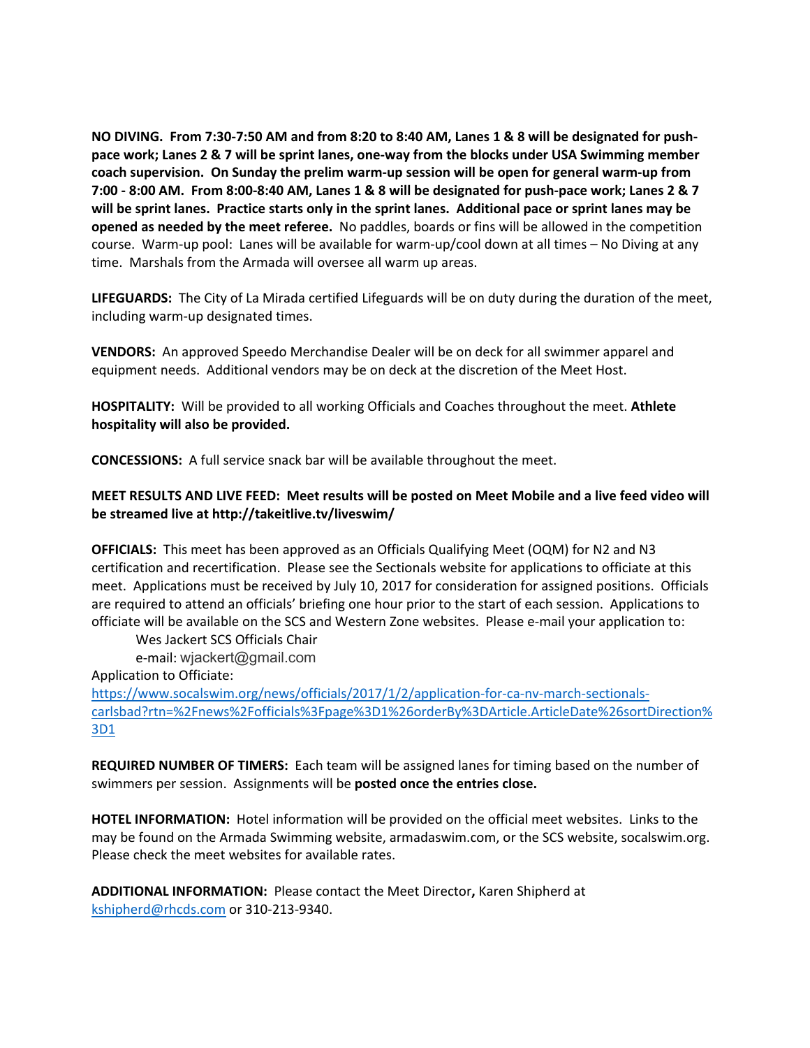**NO DIVING. From 7:30-7:50 AM and from 8:20 to 8:40 AM, Lanes 1 & 8 will be designated for push-pace work; Lanes 2 & 7 will be sprint lanes, one-way from the blocks under USA Swimming member coach supervision. On Sunday the prelim warm-up session will be open for general warm-up from 7:00 - 8:00 AM. From 8:00-8:40 AM, Lanes 1 & 8 will be designated for push-pace work; Lanes 2 & 7 will be sprint lanes. Practice starts only in the sprint lanes. Additional pace or sprint lanes may be opened as needed by the meet referee.** No paddles, boards or fins will be allowed in the competition course. Warm-up pool: Lanes will be available for warm-up/cool down at all times – No Diving at any time. Marshals from the Armada will oversee all warm up areas.

**LIFEGUARDS:** The City of La Mirada certified Lifeguards will be on duty during the duration of the meet, including warm-up designated times.

**VENDORS:** An approved Speedo Merchandise Dealer will be on deck for all swimmer apparel and equipment needs. Additional vendors may be on deck at the discretion of the Meet Host.

**HOSPITALITY:** Will be provided to all working Officials and Coaches throughout the meet. **Athlete hospitality will also be provided.**

**CONCESSIONS:** A full service snack bar will be available throughout the meet.

**MEET RESULTS AND LIVE FEED: Meet results will be posted on Meet Mobile and a live feed video will be streamed live at http://takeitlive.tv/liveswim/**

**OFFICIALS:** This meet has been approved as an Officials Qualifying Meet (OQM) for N2 and N3 certification and recertification. Please see the Sectionals website for applications to officiate at this meet. Applications must be received by July 10, 2017 for consideration for assigned positions. Officials are required to attend an officials' briefing one hour prior to the start of each session. Applications to officiate will be available on the SCS and Western Zone websites. Please e-mail your application to:

Wes Jackert SCS Officials Chair
e-mail: wjackert@gmail.com

Application to Officiate:
https://www.socalswim.org/news/officials/2017/1/2/application-for-ca-nv-march-sectionals-carlsbad?rtn=%2Fnews%2Fofficials%3Fpage%3D1%26orderBy%3DArticle.ArticleDate%26sortDirection%3D1

**REQUIRED NUMBER OF TIMERS:** Each team will be assigned lanes for timing based on the number of swimmers per session. Assignments will be **posted once the entries close.**

**HOTEL INFORMATION:** Hotel information will be provided on the official meet websites. Links to the may be found on the Armada Swimming website, armadaswim.com, or the SCS website, socalswim.org. Please check the meet websites for available rates.

**ADDITIONAL INFORMATION:** Please contact the Meet Director**,** Karen Shipherd at kshipherd@rhcds.com or 310-213-9340.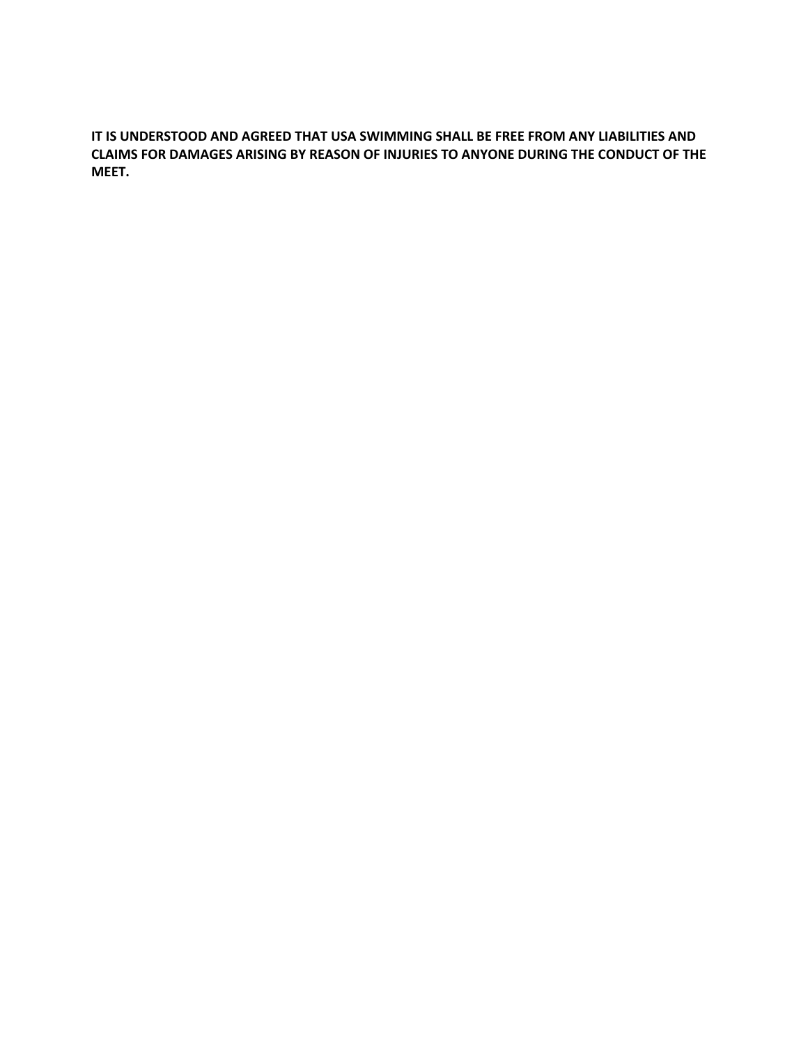**IT IS UNDERSTOOD AND AGREED THAT USA SWIMMING SHALL BE FREE FROM ANY LIABILITIES AND CLAIMS FOR DAMAGES ARISING BY REASON OF INJURIES TO ANYONE DURING THE CONDUCT OF THE MEET.**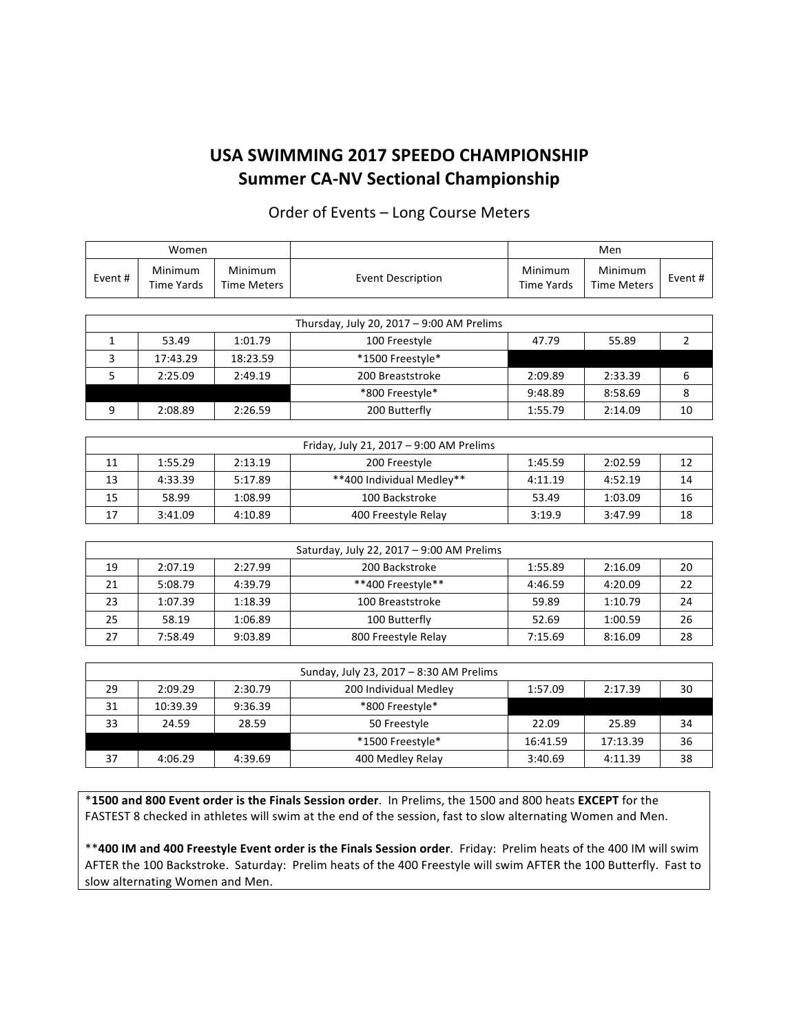# USA SWIMMING 2017 SPEEDO CHAMPIONSHIP
## Summer CA-NV Sectional Championship

Order of Events – Long Course Meters

| Women | | | | Men | | |
|---|---|---|---|---|---|---|
| Event # | Minimum Time Yards | Minimum Time Meters | Event Description | Minimum Time Yards | Minimum Time Meters | Event # |
| | | | **Thursday, July 20, 2017 – 9:00 AM Prelims** | | | |
| 1 | 53.49 | 1:01.79 | 100 Freestyle | 47.79 | 55.89 | 2 |
| 3 | 17:43.29 | 18:23.59 | *1500 Freestyle* | | | |
| 5 | 2:25.09 | 2:49.19 | 200 Breaststroke | 2:09.89 | 2:33.39 | 6 |
| | | | *800 Freestyle* | 9:48.89 | 8:58.69 | 8 |
| 9 | 2:08.89 | 2:26.59 | 200 Butterfly | 1:55.79 | 2:14.09 | 10 |
| | | | **Friday, July 21, 2017 – 9:00 AM Prelims** | | | |
| 11 | 1:55.29 | 2:13.19 | 200 Freestyle | 1:45.59 | 2:02.59 | 12 |
| 13 | 4:33.39 | 5:17.89 | **400 Individual Medley** | 4:11.19 | 4:52.19 | 14 |
| 15 | 58.99 | 1:08.99 | 100 Backstroke | 53.49 | 1:03.09 | 16 |
| 17 | 3:41.09 | 4:10.89 | 400 Freestyle Relay | 3:19.9 | 3:47.99 | 18 |
| | | | **Saturday, July 22, 2017 – 9:00 AM Prelims** | | | |
| 19 | 2:07.19 | 2:27.99 | 200 Backstroke | 1:55.89 | 2:16.09 | 20 |
| 21 | 5:08.79 | 4:39.79 | **400 Freestyle** | 4:46.59 | 4:20.09 | 22 |
| 23 | 1:07.39 | 1:18.39 | 100 Breaststroke | 59.89 | 1:10.79 | 24 |
| 25 | 58.19 | 1:06.89 | 100 Butterfly | 52.69 | 1:00.59 | 26 |
| 27 | 7:58.49 | 9:03.89 | 800 Freestyle Relay | 7:15.69 | 8:16.09 | 28 |
| | | | **Sunday, July 23, 2017 – 8:30 AM Prelims** | | | |
| 29 | 2:09.29 | 2:30.79 | 200 Individual Medley | 1:57.09 | 2:17.39 | 30 |
| 31 | 10:39.39 | 9:36.39 | *800 Freestyle* | | | |
| 33 | 24.59 | 28.59 | 50 Freestyle | 22.09 | 25.89 | 34 |
| | | | *1500 Freestyle* | 16:41.59 | 17:13.39 | 36 |
| 37 | 4:06.29 | 4:39.69 | 400 Medley Relay | 3:40.69 | 4:11.39 | 38 |

***1500 and 800 Event order is the Finals Session order**. In Prelims, the 1500 and 800 heats **EXCEPT** for the FASTEST 8 checked in athletes will swim at the end of the session, fast to slow alternating Women and Men.

****400 IM and 400 Freestyle Event order is the Finals Session order**. Friday: Prelim heats of the 400 IM will swim AFTER the 100 Backstroke. Saturday: Prelim heats of the 400 Freestyle will swim AFTER the 100 Butterfly. Fast to slow alternating Women and Men.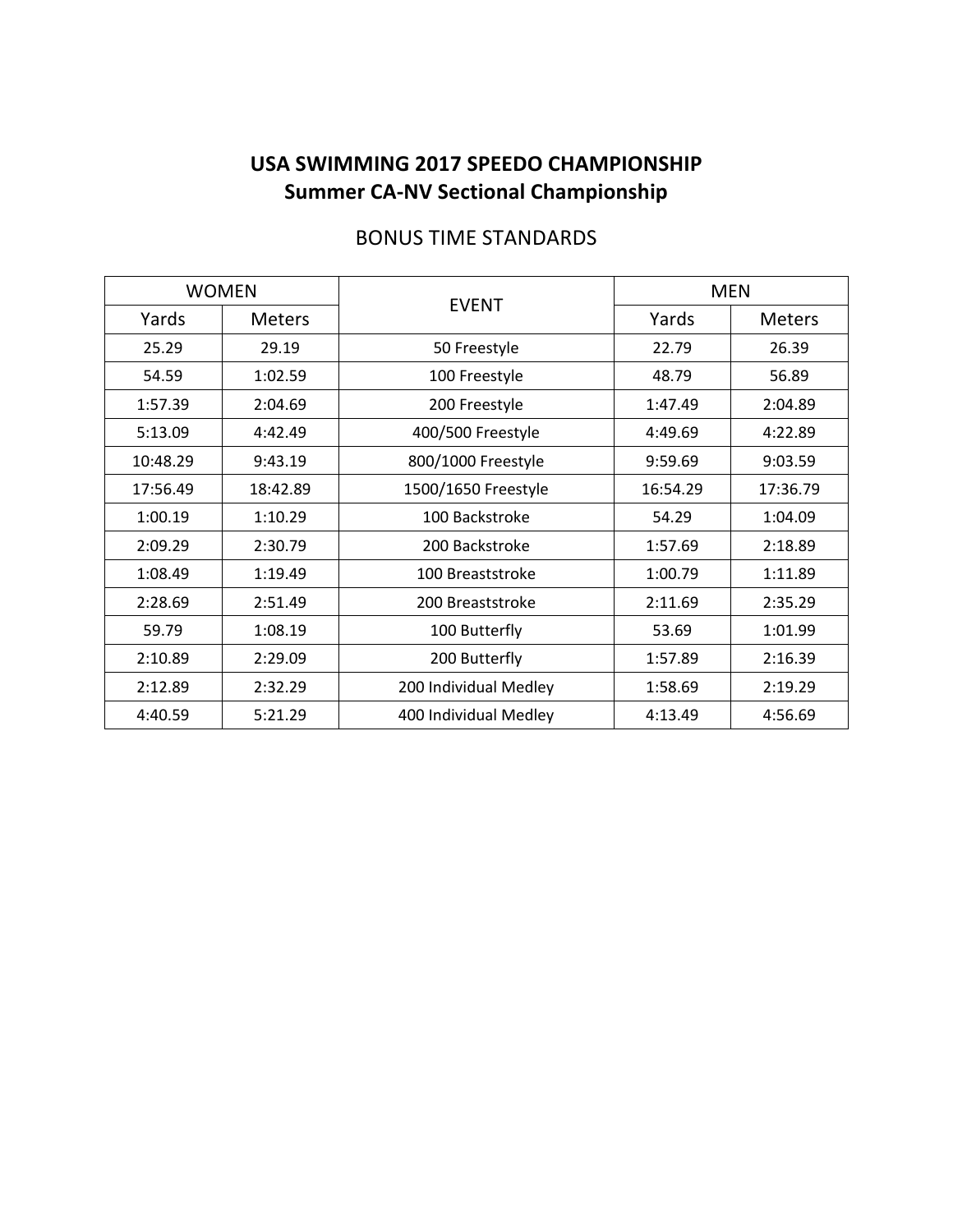# USA SWIMMING 2017 SPEEDO CHAMPIONSHIP
## Summer CA-NV Sectional Championship

BONUS TIME STANDARDS

| WOMEN | | EVENT | MEN | |
|---|---|---|---|---|
| Yards | Meters | | Yards | Meters |
| 25.29 | 29.19 | 50 Freestyle | 22.79 | 26.39 |
| 54.59 | 1:02.59 | 100 Freestyle | 48.79 | 56.89 |
| 1:57.39 | 2:04.69 | 200 Freestyle | 1:47.49 | 2:04.89 |
| 5:13.09 | 4:42.49 | 400/500 Freestyle | 4:49.69 | 4:22.89 |
| 10:48.29 | 9:43.19 | 800/1000 Freestyle | 9:59.69 | 9:03.59 |
| 17:56.49 | 18:42.89 | 1500/1650 Freestyle | 16:54.29 | 17:36.79 |
| 1:00.19 | 1:10.29 | 100 Backstroke | 54.29 | 1:04.09 |
| 2:09.29 | 2:30.79 | 200 Backstroke | 1:57.69 | 2:18.89 |
| 1:08.49 | 1:19.49 | 100 Breaststroke | 1:00.79 | 1:11.89 |
| 2:28.69 | 2:51.49 | 200 Breaststroke | 2:11.69 | 2:35.29 |
| 59.79 | 1:08.19 | 100 Butterfly | 53.69 | 1:01.99 |
| 2:10.89 | 2:29.09 | 200 Butterfly | 1:57.89 | 2:16.39 |
| 2:12.89 | 2:32.29 | 200 Individual Medley | 1:58.69 | 2:19.29 |
| 4:40.59 | 5:21.29 | 400 Individual Medley | 4:13.49 | 4:56.69 |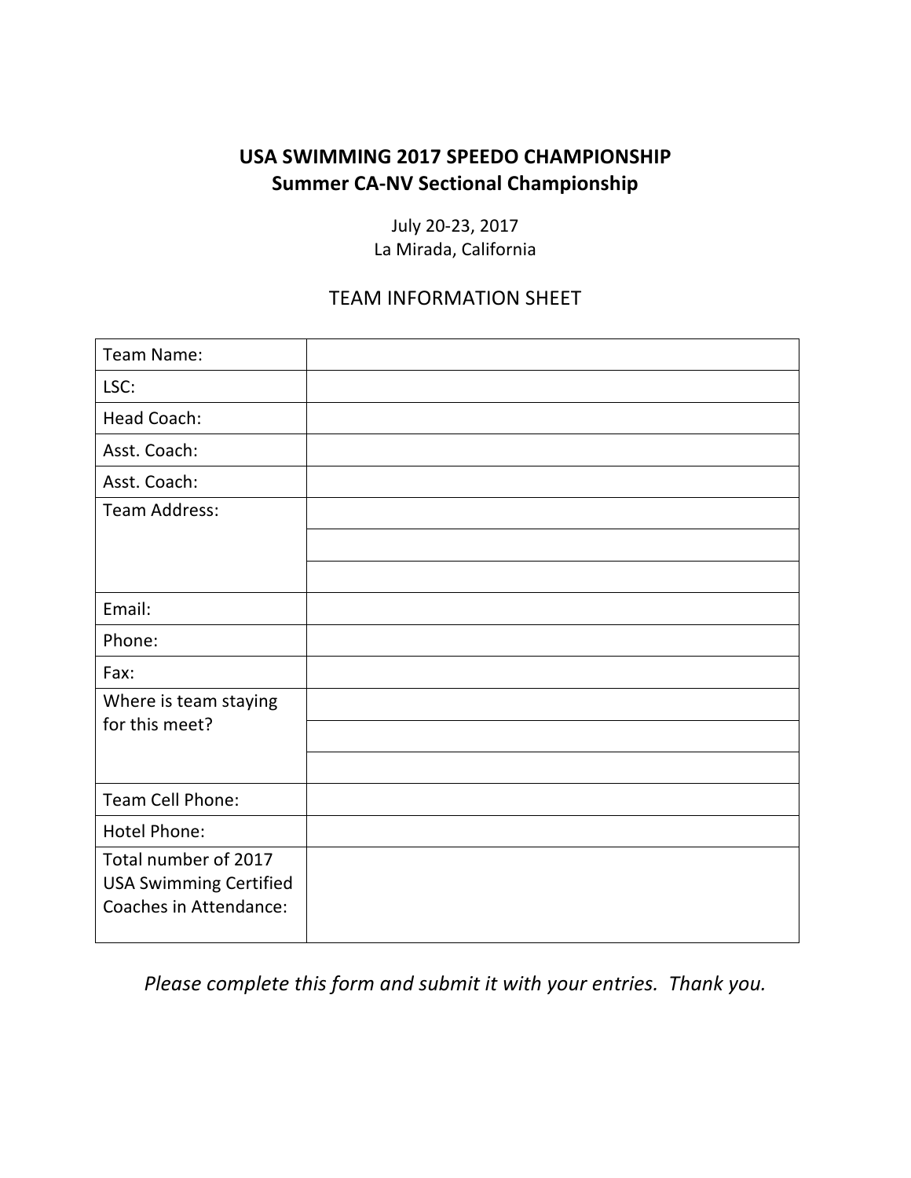**USA SWIMMING 2017 SPEEDO CHAMPIONSHIP**
**Summer CA-NV Sectional Championship**

July 20-23, 2017
La Mirada, California

TEAM INFORMATION SHEET

| | |
|---|---|
| Team Name: | |
| LSC: | |
| Head Coach: | |
| Asst. Coach: | |
| Asst. Coach: | |
| Team Address: | |
| | |
| | |
| Email: | |
| Phone: | |
| Fax: | |
| Where is team staying for this meet? | |
| | |
| | |
| Team Cell Phone: | |
| Hotel Phone: | |
| Total number of 2017 USA Swimming Certified Coaches in Attendance: | |

*Please complete this form and submit it with your entries. Thank you.*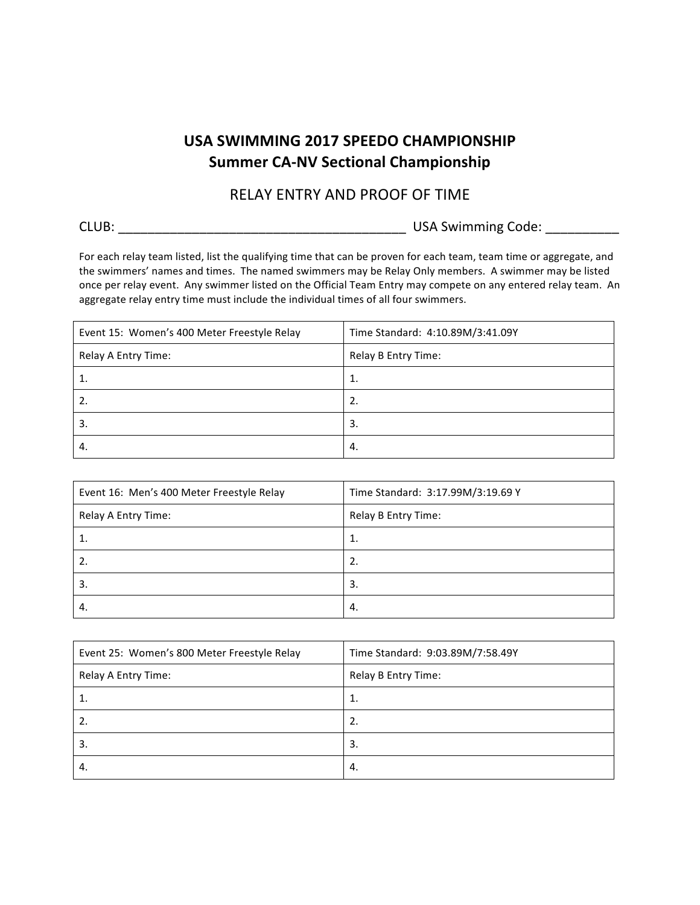# USA SWIMMING 2017 SPEEDO CHAMPIONSHIP
## Summer CA-NV Sectional Championship

### RELAY ENTRY AND PROOF OF TIME

CLUB: ________________________________________ USA Swimming Code: __________

For each relay team listed, list the qualifying time that can be proven for each team, team time or aggregate, and the swimmers' names and times. The named swimmers may be Relay Only members. A swimmer may be listed once per relay event. Any swimmer listed on the Official Team Entry may compete on any entered relay team. An aggregate relay entry time must include the individual times of all four swimmers.

| Event 15: Women's 400 Meter Freestyle Relay | Time Standard: 4:10.89M/3:41.09Y |
|---|---|
| Relay A Entry Time: | Relay B Entry Time: |
| 1. | 1. |
| 2. | 2. |
| 3. | 3. |
| 4. | 4. |

| Event 16: Men's 400 Meter Freestyle Relay | Time Standard: 3:17.99M/3:19.69 Y |
|---|---|
| Relay A Entry Time: | Relay B Entry Time: |
| 1. | 1. |
| 2. | 2. |
| 3. | 3. |
| 4. | 4. |

| Event 25: Women's 800 Meter Freestyle Relay | Time Standard: 9:03.89M/7:58.49Y |
|---|---|
| Relay A Entry Time: | Relay B Entry Time: |
| 1. | 1. |
| 2. | 2. |
| 3. | 3. |
| 4. | 4. |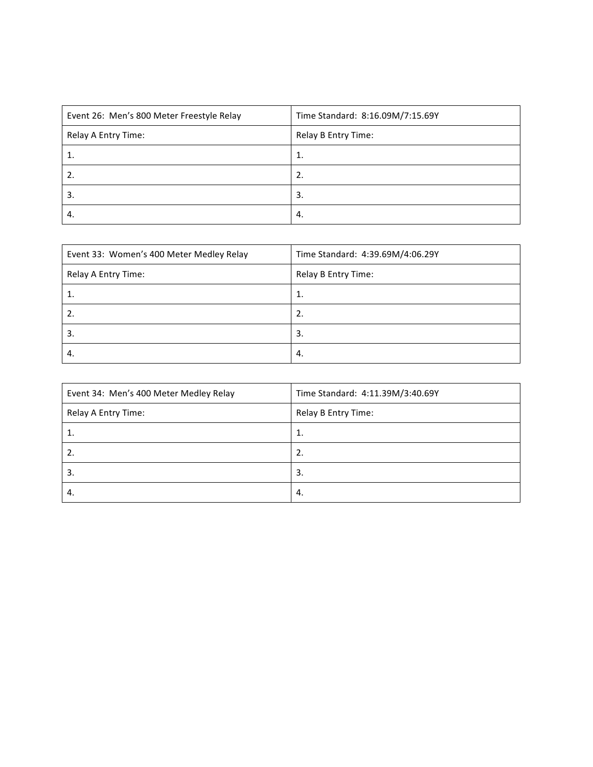| Event 26: Men's 800 Meter Freestyle Relay | Time Standard: 8:16.09M/7:15.69Y |
| --- | --- |
| Relay A Entry Time: | Relay B Entry Time: |
| 1. | 1. |
| 2. | 2. |
| 3. | 3. |
| 4. | 4. |

| Event 33: Women's 400 Meter Medley Relay | Time Standard: 4:39.69M/4:06.29Y |
| --- | --- |
| Relay A Entry Time: | Relay B Entry Time: |
| 1. | 1. |
| 2. | 2. |
| 3. | 3. |
| 4. | 4. |

| Event 34: Men's 400 Meter Medley Relay | Time Standard: 4:11.39M/3:40.69Y |
| --- | --- |
| Relay A Entry Time: | Relay B Entry Time: |
| 1. | 1. |
| 2. | 2. |
| 3. | 3. |
| 4. | 4. |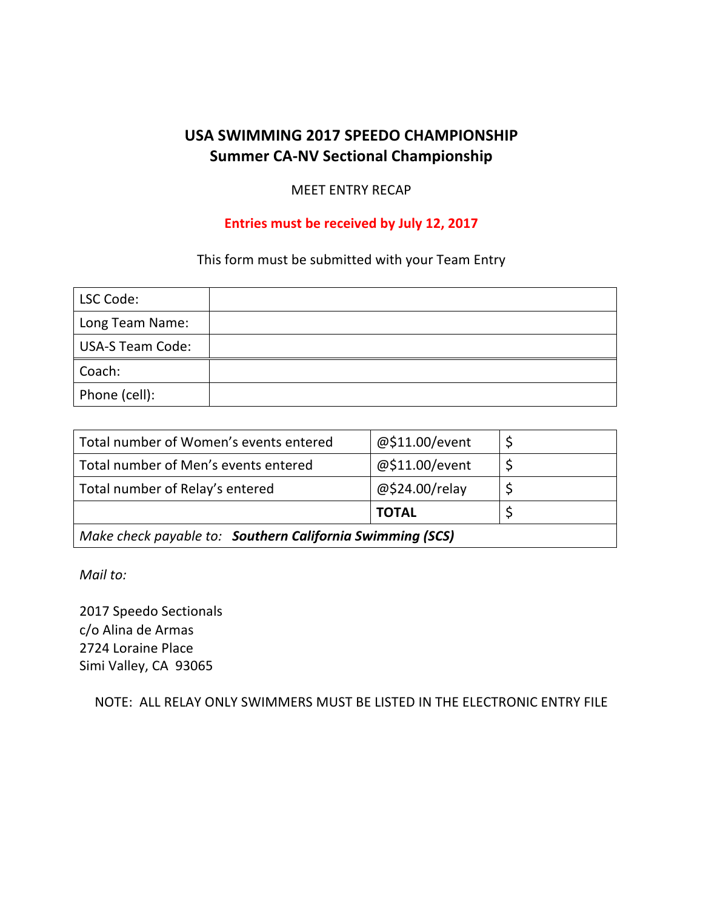# USA SWIMMING 2017 SPEEDO CHAMPIONSHIP
## Summer CA-NV Sectional Championship

MEET ENTRY RECAP

**Entries must be received by July 12, 2017**

This form must be submitted with your Team Entry

| | |
|---|---|
| LSC Code: | |
| Long Team Name: | |
| USA-S Team Code: | |
| Coach: | |
| Phone (cell): | |

| | | |
|---|---|---|
| Total number of Women's events entered | @$11.00/event | $ |
| Total number of Men's events entered | @$11.00/event | $ |
| Total number of Relay's entered | @$24.00/relay | $ |
| | **TOTAL** | $ |
| *Make check payable to:* ***Southern California Swimming (SCS)*** | | |

*Mail to:*

2017 Speedo Sectionals
c/o Alina de Armas
2724 Loraine Place
Simi Valley, CA 93065

NOTE: ALL RELAY ONLY SWIMMERS MUST BE LISTED IN THE ELECTRONIC ENTRY FILE